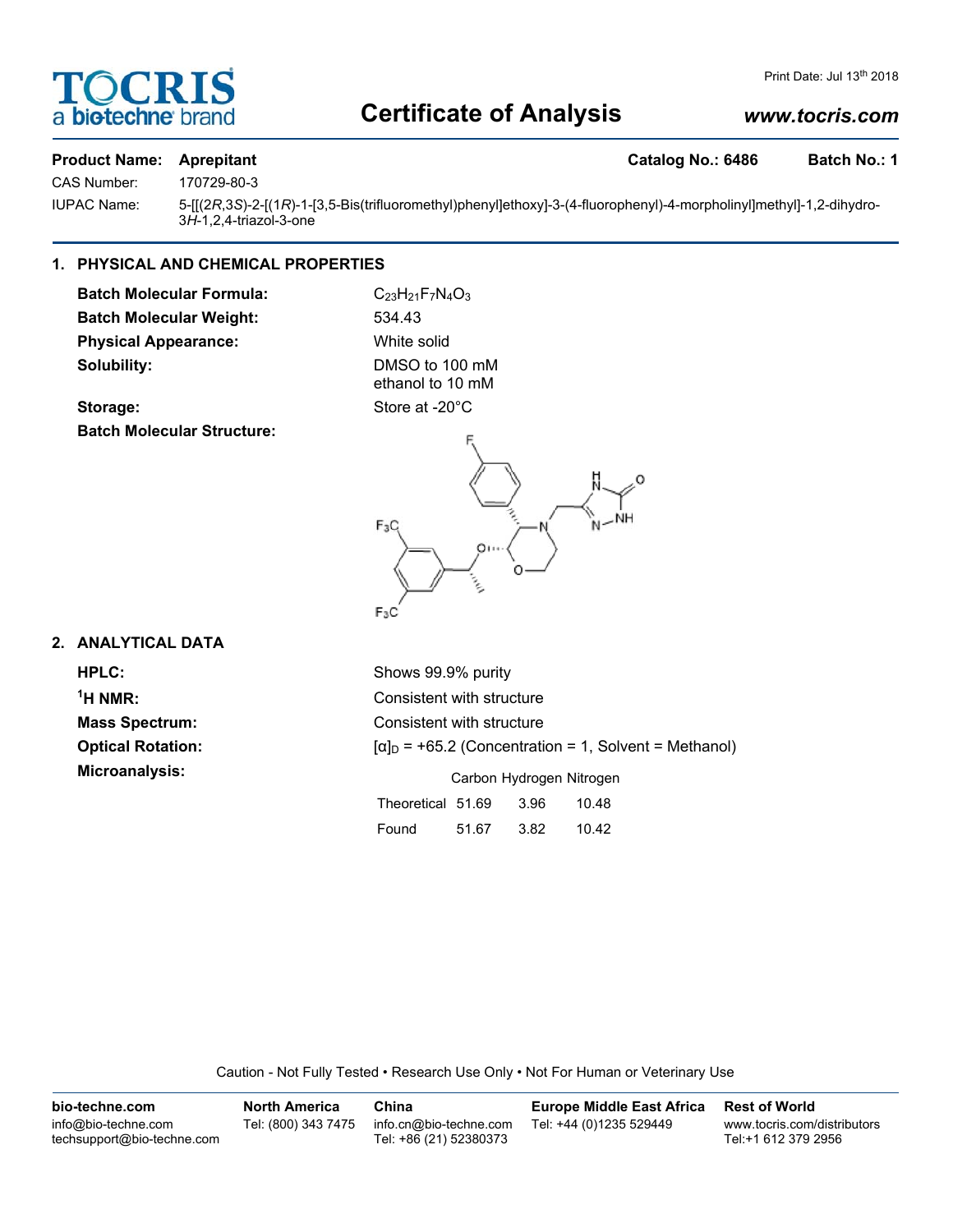# Certificate of Analysis

www.tocris.com

Print Date: Jul 13th 2018

**Product Name: Aprepitant** **Catalog No.: 6486** **Batch No.: 1**

CAS Number: 170729-80-3

IUPAC Name: 5-[[(2*R*,3*S*)-2-[(1*R*)-1-[3,5-Bis(trifluoromethyl)phenyl]ethoxy]-3-(4-fluorophenyl)-4-morpholinyl]methyl]-1,2-dihydro-3*H*-1,2,4-triazol-3-one

## 1. PHYSICAL AND CHEMICAL PROPERTIES

**Batch Molecular Formula:** $C_{23}H_{21}F_7N_4O_3$

**Batch Molecular Weight:** 534.43

**Physical Appearance:** White solid

**Solubility:** DMSO to 100 mM
ethanol to 10 mM

**Storage:** Store at -20°C

**Batch Molecular Structure:**

## 2. ANALYTICAL DATA

**HPLC:** Shows 99.9% purity

**$^1$H NMR:** Consistent with structure

**Mass Spectrum:** Consistent with structure

**Optical Rotation:** $[\alpha]_D$ = +65.2 (Concentration = 1, Solvent = Methanol)

**Microanalysis:**

| | Carbon | Hydrogen | Nitrogen |
|---|---|---|---|
| Theoretical | 51.69 | 3.96 | 10.48 |
| Found | 51.67 | 3.82 | 10.42 |

Caution - Not Fully Tested • Research Use Only • Not For Human or Veterinary Use

**bio-techne.com**
info@bio-techne.com
techsupport@bio-techne.com

**North America**
Tel: (800) 343 7475

**China**
info.cn@bio-techne.com
Tel: +86 (21) 52380373

**Europe Middle East Africa**
Tel: +44 (0)1235 529449

**Rest of World**
www.tocris.com/distributors
Tel:+1 612 379 2956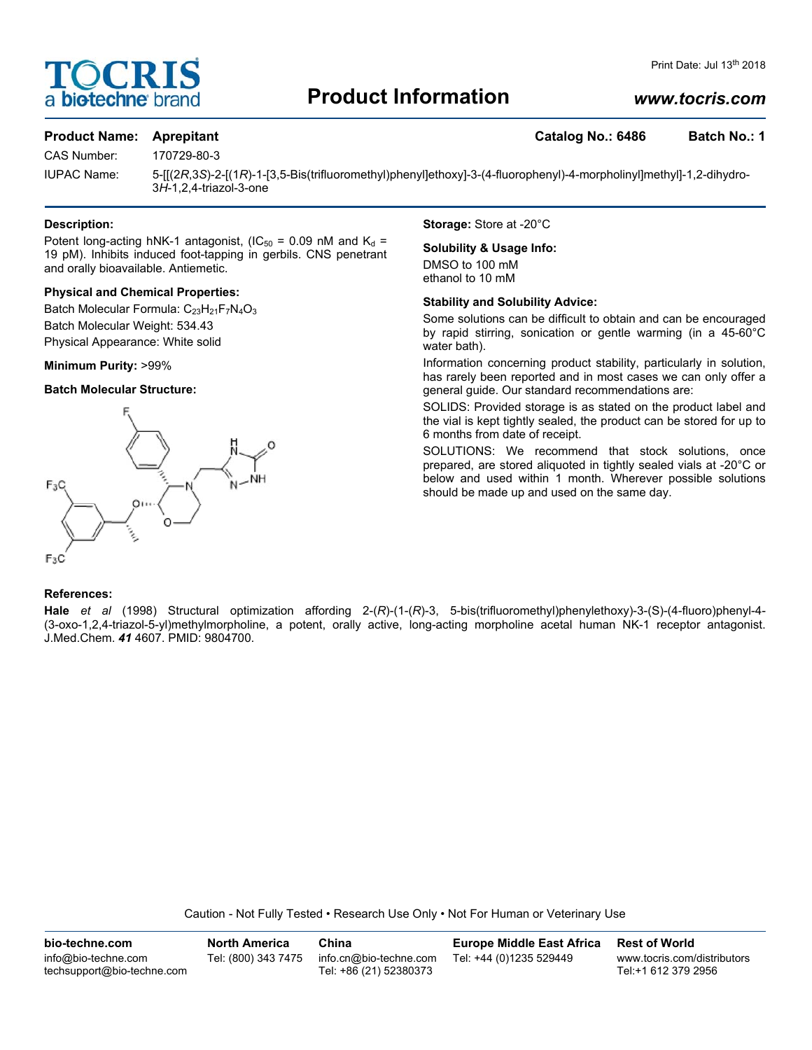# Product Information

Print Date: Jul 13th 2018

www.tocris.com

**Product Name: Aprepitant** **Catalog No.: 6486** **Batch No.: 1**

CAS Number: 170729-80-3

IUPAC Name: 5-[[(2*R*,3*S*)-2-[(1*R*)-1-[3,5-Bis(trifluoromethyl)phenyl]ethoxy]-3-(4-fluorophenyl)-4-morpholinyl]methyl]-1,2-dihydro-3*H*-1,2,4-triazol-3-one

### Description:

Potent long-acting hNK-1 antagonist, ($IC_{50}$ = 0.09 nM and $K_d$ = 19 pM). Inhibits induced foot-tapping in gerbils. CNS penetrant and orally bioavailable. Antiemetic.

### Physical and Chemical Properties:

Batch Molecular Formula: $C_{23}H_{21}F_7N_4O_3$

Batch Molecular Weight: 534.43

Physical Appearance: White solid

**Minimum Purity:** >99%

### Batch Molecular Structure:

**Storage:** Store at -20°C

### Solubility & Usage Info:

DMSO to 100 mM
ethanol to 10 mM

### Stability and Solubility Advice:

Some solutions can be difficult to obtain and can be encouraged by rapid stirring, sonication or gentle warming (in a 45-60°C water bath).

Information concerning product stability, particularly in solution, has rarely been reported and in most cases we can only offer a general guide. Our standard recommendations are:

SOLIDS: Provided storage is as stated on the product label and the vial is kept tightly sealed, the product can be stored for up to 6 months from date of receipt.

SOLUTIONS: We recommend that stock solutions, once prepared, are stored aliquoted in tightly sealed vials at -20°C or below and used within 1 month. Wherever possible solutions should be made up and used on the same day.

### References:

**Hale** *et al* (1998) Structural optimization affording 2-(*R*)-(1-(*R*)-3, 5-bis(trifluoromethyl)phenylethoxy)-3-(S)-(4-fluoro)phenyl-4-(3-oxo-1,2,4-triazol-5-yl)methylmorpholine, a potent, orally active, long-acting morpholine acetal human NK-1 receptor antagonist. J.Med.Chem. ***41*** 4607. PMID: 9804700.

Caution - Not Fully Tested • Research Use Only • Not For Human or Veterinary Use

**bio-techne.com**
info@bio-techne.com
techsupport@bio-techne.com

**North America**
Tel: (800) 343 7475

**China**
info.cn@bio-techne.com
Tel: +86 (21) 52380373

**Europe Middle East Africa**
Tel: +44 (0)1235 529449

**Rest of World**
www.tocris.com/distributors
Tel:+1 612 379 2956